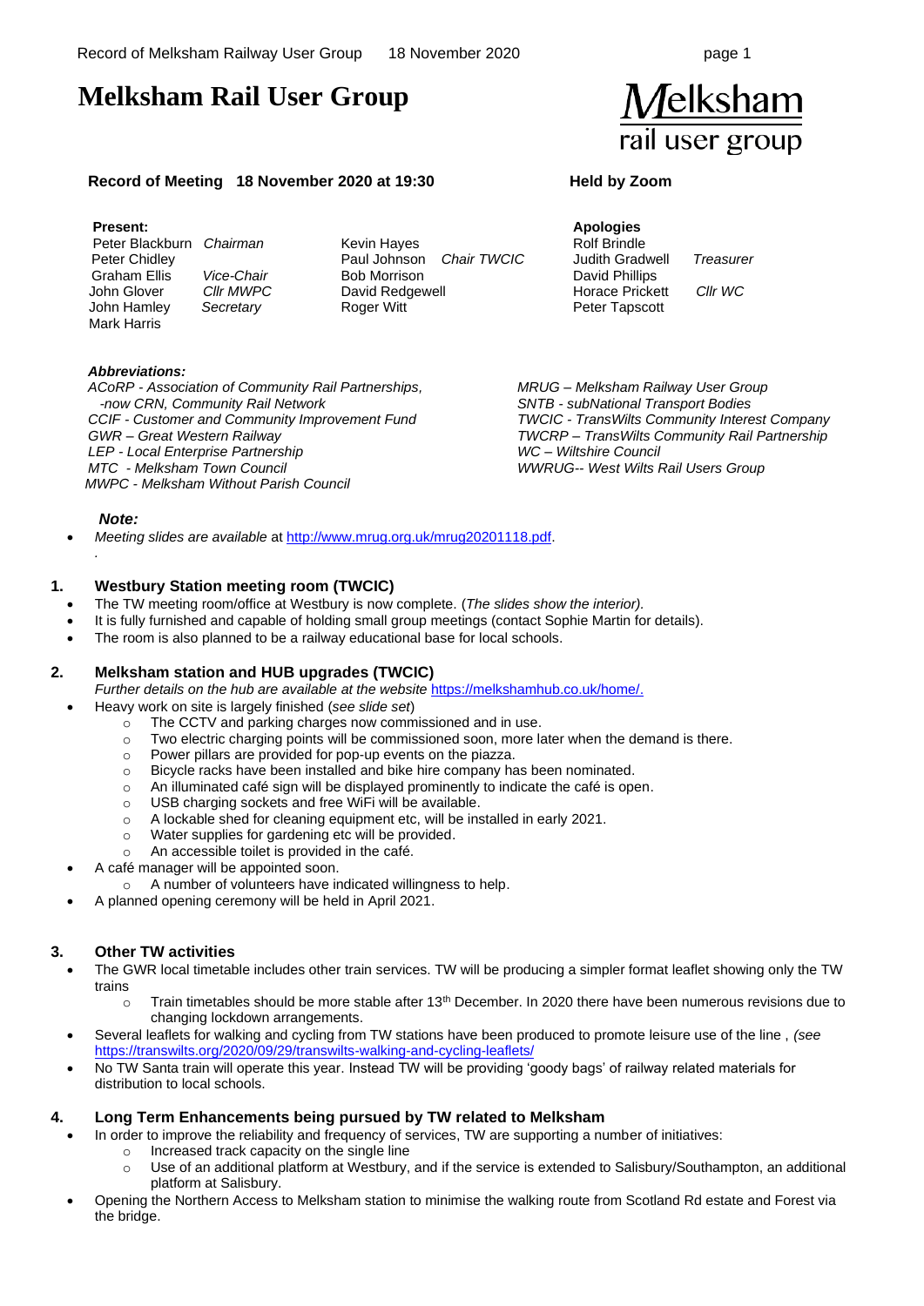# Melksham Rail User Group

**Record of Meeting 18 November 2020 at 19:30** **Held by Zoom**

**Present:**

| Name | Role |
|---|---|
| Peter Blackburn | *Chairman* |
| Peter Chidley | |
| Graham Ellis | *Vice-Chair* |
| John Glover | *Cllr MWPC* |
| John Hamley | *Secretary* |
| Mark Harris | |
| Kevin Hayes | |
| Paul Johnson | *Chair TWCIC* |
| Bob Morrison | |
| David Redgewell | |
| Roger Witt | |

**Apologies**

| Name | Role |
|---|---|
| Rolf Brindle | |
| Judith Gradwell | *Treasurer* |
| David Phillips | |
| Horace Prickett | *Cllr WC* |
| Peter Tapscott | |

***Abbreviations:***

*ACoRP - Association of Community Rail Partnerships, -now CRN, Community Rail Network*
*CCIF - Customer and Community Improvement Fund*
*GWR – Great Western Railway*
*LEP - Local Enterprise Partnership*
*MTC - Melksham Town Council*
*MWPC - Melksham Without Parish Council*
*MRUG – Melksham Railway User Group*
*SNTB - subNational Transport Bodies*
*TWCIC - TransWilts Community Interest Company*
*TWCRP – TransWilts Community Rail Partnership*
*WC – Wiltshire Council*
*WWRUG-- West Wilts Rail Users Group*

***Note:***

- *Meeting slides are available* at http://www.mrug.org.uk/mrug20201118.pdf.

## 1. Westbury Station meeting room (TWCIC)

- The TW meeting room/office at Westbury is now complete. (*The slides show the interior).*
- It is fully furnished and capable of holding small group meetings (contact Sophie Martin for details).
- The room is also planned to be a railway educational base for local schools.

## 2. Melksham station and HUB upgrades (TWCIC)

*Further details on the hub are available at the website* https://melkshamhub.co.uk/home/.

- Heavy work on site is largely finished (*see slide set*)
  - The CCTV and parking charges now commissioned and in use.
  - Two electric charging points will be commissioned soon, more later when the demand is there.
  - Power pillars are provided for pop-up events on the piazza.
  - Bicycle racks have been installed and bike hire company has been nominated.
  - An illuminated café sign will be displayed prominently to indicate the café is open.
  - USB charging sockets and free WiFi will be available.
  - A lockable shed for cleaning equipment etc, will be installed in early 2021.
  - Water supplies for gardening etc will be provided.
  - An accessible toilet is provided in the café.
- A café manager will be appointed soon.
  - A number of volunteers have indicated willingness to help.
- A planned opening ceremony will be held in April 2021.

## 3. Other TW activities

- The GWR local timetable includes other train services. TW will be producing a simpler format leaflet showing only the TW trains
  - Train timetables should be more stable after 13th December. In 2020 there have been numerous revisions due to changing lockdown arrangements.
- Several leaflets for walking and cycling from TW stations have been produced to promote leisure use of the line , *(see* https://transwilts.org/2020/09/29/transwilts-walking-and-cycling-leaflets/
- No TW Santa train will operate this year. Instead TW will be providing 'goody bags' of railway related materials for distribution to local schools.

## 4. Long Term Enhancements being pursued by TW related to Melksham

- In order to improve the reliability and frequency of services, TW are supporting a number of initiatives:
  - Increased track capacity on the single line
  - Use of an additional platform at Westbury, and if the service is extended to Salisbury/Southampton, an additional platform at Salisbury.
- Opening the Northern Access to Melksham station to minimise the walking route from Scotland Rd estate and Forest via the bridge.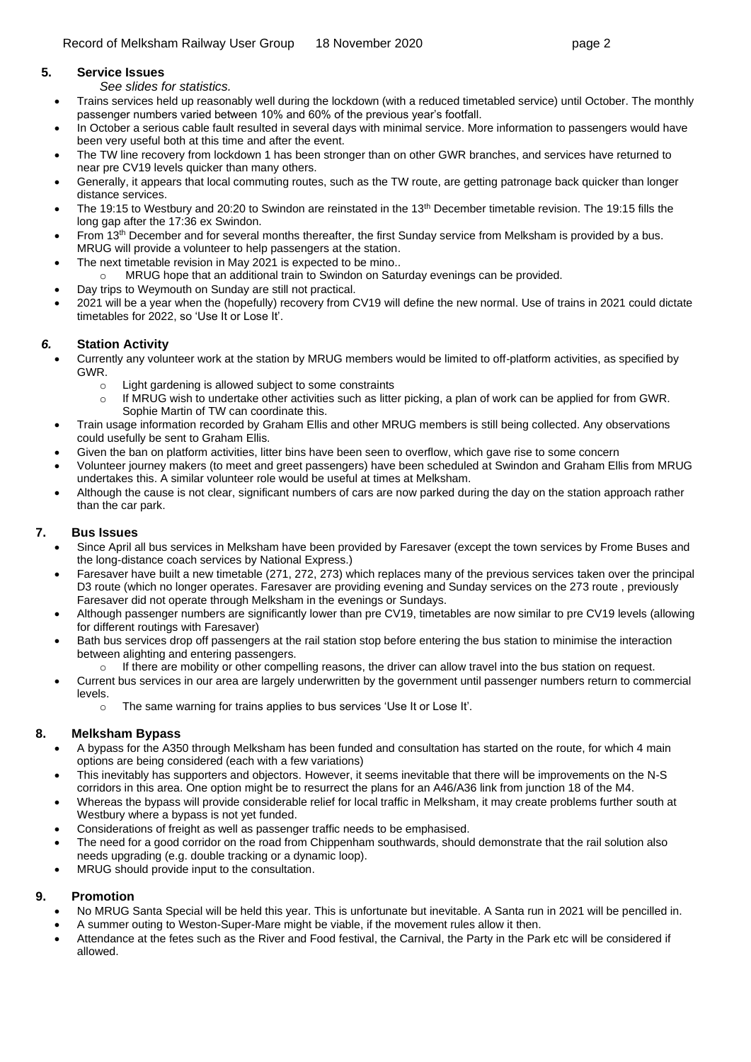## 5. Service Issues

*See slides for statistics.*

- Trains services held up reasonably well during the lockdown (with a reduced timetabled service) until October. The monthly passenger numbers varied between 10% and 60% of the previous year's footfall.
- In October a serious cable fault resulted in several days with minimal service. More information to passengers would have been very useful both at this time and after the event.
- The TW line recovery from lockdown 1 has been stronger than on other GWR branches, and services have returned to near pre CV19 levels quicker than many others.
- Generally, it appears that local commuting routes, such as the TW route, are getting patronage back quicker than longer distance services.
- The 19:15 to Westbury and 20:20 to Swindon are reinstated in the 13th December timetable revision. The 19:15 fills the long gap after the 17:36 ex Swindon.
- From 13th December and for several months thereafter, the first Sunday service from Melksham is provided by a bus. MRUG will provide a volunteer to help passengers at the station.
- The next timetable revision in May 2021 is expected to be mino..
  - MRUG hope that an additional train to Swindon on Saturday evenings can be provided.
- Day trips to Weymouth on Sunday are still not practical.
- 2021 will be a year when the (hopefully) recovery from CV19 will define the new normal. Use of trains in 2021 could dictate timetables for 2022, so 'Use It or Lose It'.

## *6.* Station Activity

- Currently any volunteer work at the station by MRUG members would be limited to off-platform activities, as specified by GWR.
  - Light gardening is allowed subject to some constraints
  - If MRUG wish to undertake other activities such as litter picking, a plan of work can be applied for from GWR. Sophie Martin of TW can coordinate this.
- Train usage information recorded by Graham Ellis and other MRUG members is still being collected. Any observations could usefully be sent to Graham Ellis.
- Given the ban on platform activities, litter bins have been seen to overflow, which gave rise to some concern
- Volunteer journey makers (to meet and greet passengers) have been scheduled at Swindon and Graham Ellis from MRUG undertakes this. A similar volunteer role would be useful at times at Melksham.
- Although the cause is not clear, significant numbers of cars are now parked during the day on the station approach rather than the car park.

## 7. Bus Issues

- Since April all bus services in Melksham have been provided by Faresaver (except the town services by Frome Buses and the long-distance coach services by National Express.)
- Faresaver have built a new timetable (271, 272, 273) which replaces many of the previous services taken over the principal D3 route (which no longer operates. Faresaver are providing evening and Sunday services on the 273 route , previously Faresaver did not operate through Melksham in the evenings or Sundays.
- Although passenger numbers are significantly lower than pre CV19, timetables are now similar to pre CV19 levels (allowing for different routings with Faresaver)
- Bath bus services drop off passengers at the rail station stop before entering the bus station to minimise the interaction between alighting and entering passengers.
  - If there are mobility or other compelling reasons, the driver can allow travel into the bus station on request.
- Current bus services in our area are largely underwritten by the government until passenger numbers return to commercial levels.
  - The same warning for trains applies to bus services 'Use It or Lose It'.

## 8. Melksham Bypass

- A bypass for the A350 through Melksham has been funded and consultation has started on the route, for which 4 main options are being considered (each with a few variations)
- This inevitably has supporters and objectors. However, it seems inevitable that there will be improvements on the N-S corridors in this area. One option might be to resurrect the plans for an A46/A36 link from junction 18 of the M4.
- Whereas the bypass will provide considerable relief for local traffic in Melksham, it may create problems further south at Westbury where a bypass is not yet funded.
- Considerations of freight as well as passenger traffic needs to be emphasised.
- The need for a good corridor on the road from Chippenham southwards, should demonstrate that the rail solution also needs upgrading (e.g. double tracking or a dynamic loop).
- MRUG should provide input to the consultation.

## 9. Promotion

- No MRUG Santa Special will be held this year. This is unfortunate but inevitable. A Santa run in 2021 will be pencilled in.
- A summer outing to Weston-Super-Mare might be viable, if the movement rules allow it then.
- Attendance at the fetes such as the River and Food festival, the Carnival, the Party in the Park etc will be considered if allowed.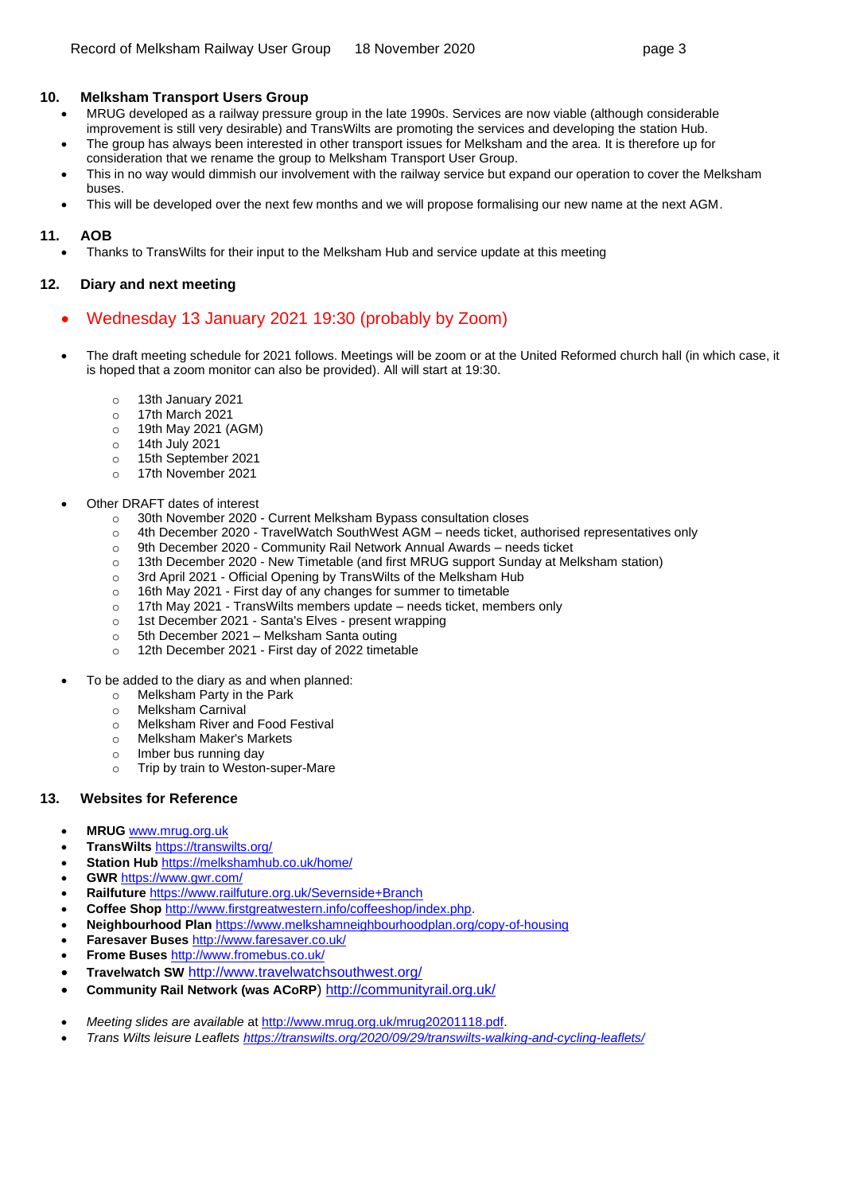## 10. Melksham Transport Users Group

- MRUG developed as a railway pressure group in the late 1990s. Services are now viable (although considerable improvement is still very desirable) and TransWilts are promoting the services and developing the station Hub.
- The group has always been interested in other transport issues for Melksham and the area. It is therefore up for consideration that we rename the group to Melksham Transport User Group.
- This in no way would dimmish our involvement with the railway service but expand our operation to cover the Melksham buses.
- This will be developed over the next few months and we will propose formalising our new name at the next AGM.

## 11. AOB

- Thanks to TransWilts for their input to the Melksham Hub and service update at this meeting

## 12. Diary and next meeting

- Wednesday 13 January 2021 19:30 (probably by Zoom)

- The draft meeting schedule for 2021 follows. Meetings will be zoom or at the United Reformed church hall (in which case, it is hoped that a zoom monitor can also be provided). All will start at 19:30.
    - 13th January 2021
    - 17th March 2021
    - 19th May 2021 (AGM)
    - 14th July 2021
    - 15th September 2021
    - 17th November 2021

- Other DRAFT dates of interest
    - 30th November 2020 - Current Melksham Bypass consultation closes
    - 4th December 2020 - TravelWatch SouthWest AGM – needs ticket, authorised representatives only
    - 9th December 2020 - Community Rail Network Annual Awards – needs ticket
    - 13th December 2020 - New Timetable (and first MRUG support Sunday at Melksham station)
    - 3rd April 2021 - Official Opening by TransWilts of the Melksham Hub
    - 16th May 2021 - First day of any changes for summer to timetable
    - 17th May 2021 - TransWilts members update – needs ticket, members only
    - 1st December 2021 - Santa's Elves - present wrapping
    - 5th December 2021 – Melksham Santa outing
    - 12th December 2021 - First day of 2022 timetable

- To be added to the diary as and when planned:
    - Melksham Party in the Park
    - Melksham Carnival
    - Melksham River and Food Festival
    - Melksham Maker's Markets
    - Imber bus running day
    - Trip by train to Weston-super-Mare

## 13. Websites for Reference

- **MRUG** www.mrug.org.uk
- **TransWilts** https://transwilts.org/
- **Station Hub** https://melkshamhub.co.uk/home/
- **GWR** https://www.gwr.com/
- **Railfuture** https://www.railfuture.org.uk/Severnside+Branch
- **Coffee Shop** http://www.firstgreatwestern.info/coffeeshop/index.php.
- **Neighbourhood Plan** https://www.melkshamneighbourhoodplan.org/copy-of-housing
- **Faresaver Buses** http://www.faresaver.co.uk/
- **Frome Buses** http://www.fromebus.co.uk/
- **Travelwatch SW** http://www.travelwatchsouthwest.org/
- **Community Rail Network (was ACoRP**) http://communityrail.org.uk/

- *Meeting slides are available* at http://www.mrug.org.uk/mrug20201118.pdf.
- *Trans Wilts leisure Leaflets https://transwilts.org/2020/09/29/transwilts-walking-and-cycling-leaflets/*